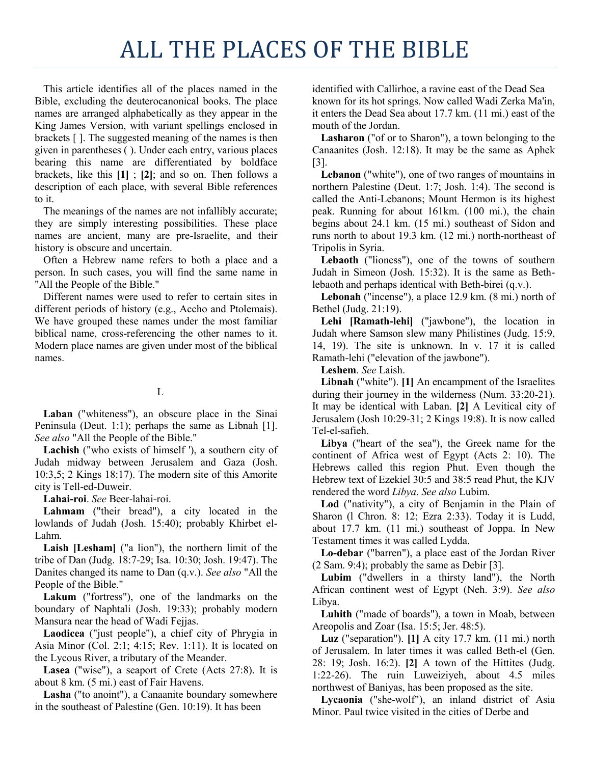# ALL THE PLACES OF THE BIBLE

This article identifies all of the places named in the Bible, excluding the deuterocanonical books. The place names are arranged alphabetically as they appear in the King James Version, with variant spellings enclosed in brackets [ ]. The suggested meaning of the names is then given in parentheses ( ). Under each entry, various places bearing this name are differentiated by boldface brackets, like this **[1]** ; **[2]**; and so on. Then follows a description of each place, with several Bible references to it.

The meanings of the names are not infallibly accurate; they are simply interesting possibilities. These place names are ancient, many are pre-Israelite, and their history is obscure and uncertain.

Often a Hebrew name refers to both a place and a person. In such cases, you will find the same name in "All the People of the Bible."

Different names were used to refer to certain sites in different periods of history (e.g., Accho and Ptolemais). We have grouped these names under the most familiar biblical name, cross-referencing the other names to it. Modern place names are given under most of the biblical names.

L

**Laban** ("whiteness"), an obscure place in the Sinai Peninsula (Deut. 1:1); perhaps the same as Libnah [1]. *See also* "All the People of the Bible."

**Lachish** ("who exists of himself '), a southern city of Judah midway between Jerusalem and Gaza (Josh. 10:3,5; 2 Kings 18:17). The modern site of this Amorite city is Tell-ed-Duweir.

**Lahai-roi**. *See* Beer-lahai-roi.

**Lahmam** ("their bread"), a city located in the lowlands of Judah (Josh. 15:40); probably Khirbet el-Lahm.

**Laish [Lesham]** ("a lion"), the northern limit of the tribe of Dan (Judg. 18:7-29; Isa. 10:30; Josh. 19:47). The Danites changed its name to Dan (q.v.). *See also* "All the People of the Bible."

**Lakum** ("fortress"), one of the landmarks on the boundary of Naphtali (Josh. 19:33); probably modern Mansura near the head of Wadi Fejjas.

**Laodicea** ("just people"), a chief city of Phrygia in Asia Minor (Col. 2:1; 4:15; Rev. 1:11). It is located on the Lycous River, a tributary of the Meander.

**Lasea** ("wise"), a seaport of Crete (Acts 27:8). It is about 8 km. (5 mi.) east of Fair Havens.

**Lasha** ("to anoint"), a Canaanite boundary somewhere in the southeast of Palestine (Gen. 10:19). It has been identified with Callirhoe, a ravine east of the Dead Sea known for its hot springs. Now called Wadi Zerka Ma'in, it enters the Dead Sea about 17.7 km. (11 mi.) east of the mouth of the Jordan.

**Lasharon** ("of or to Sharon"), a town belonging to the Canaanites (Josh. 12:18). It may be the same as Aphek [3].

**Lebanon** ("white"), one of two ranges of mountains in northern Palestine (Deut. 1:7; Josh. 1:4). The second is called the Anti-Lebanons; Mount Hermon is its highest peak. Running for about 161km. (100 mi.), the chain begins about 24.1 km. (15 mi.) southeast of Sidon and runs north to about 19.3 km. (12 mi.) north-northeast of Tripolis in Syria.

**Lebaoth** ("lioness"), one of the towns of southern Judah in Simeon (Josh. 15:32). It is the same as Beth-lebaoth and perhaps identical with Beth-birei (q.v.).

**Lebonah** ("incense"), a place 12.9 km. (8 mi.) north of Bethel (Judg. 21:19).

**Lehi [Ramath-lehi]** ("jawbone"), the location in Judah where Samson slew many Philistines (Judg. 15:9, 14, 19). The site is unknown. In v. 17 it is called Ramath-lehi ("elevation of the jawbone").

**Leshem**. *See* Laish.

**Libnah** ("white"). **[1]** An encampment of the Israelites during their journey in the wilderness (Num. 33:20-21). It may be identical with Laban. **[2]** A Levitical city of Jerusalem (Josh 10:29-31; 2 Kings 19:8). It is now called Tel-el-safieh.

**Libya** ("heart of the sea"), the Greek name for the continent of Africa west of Egypt (Acts 2: 10). The Hebrews called this region Phut. Even though the Hebrew text of Ezekiel 30:5 and 38:5 read Phut, the KJV rendered the word *Libya*. *See also* Lubim.

**Lod** ("nativity"), a city of Benjamin in the Plain of Sharon (l Chron. 8: 12; Ezra 2:33). Today it is Ludd, about 17.7 km. (11 mi.) southeast of Joppa. In New Testament times it was called Lydda.

**Lo-debar** ("barren"), a place east of the Jordan River (2 Sam. 9:4); probably the same as Debir [3].

**Lubim** ("dwellers in a thirsty land"), the North African continent west of Egypt (Neh. 3:9). *See also* Libya.

**Luhith** ("made of boards"), a town in Moab, between Areopolis and Zoar (Isa. 15:5; Jer. 48:5).

**Luz** ("separation"). **[1]** A city 17.7 km. (11 mi.) north of Jerusalem. In later times it was called Beth-el (Gen. 28: 19; Josh. 16:2). **[2]** A town of the Hittites (Judg. 1:22-26). The ruin Luweiziyeh, about 4.5 miles northwest of Baniyas, has been proposed as the site.

**Lycaonia** ("she-wolf"), an inland district of Asia Minor. Paul twice visited in the cities of Derbe and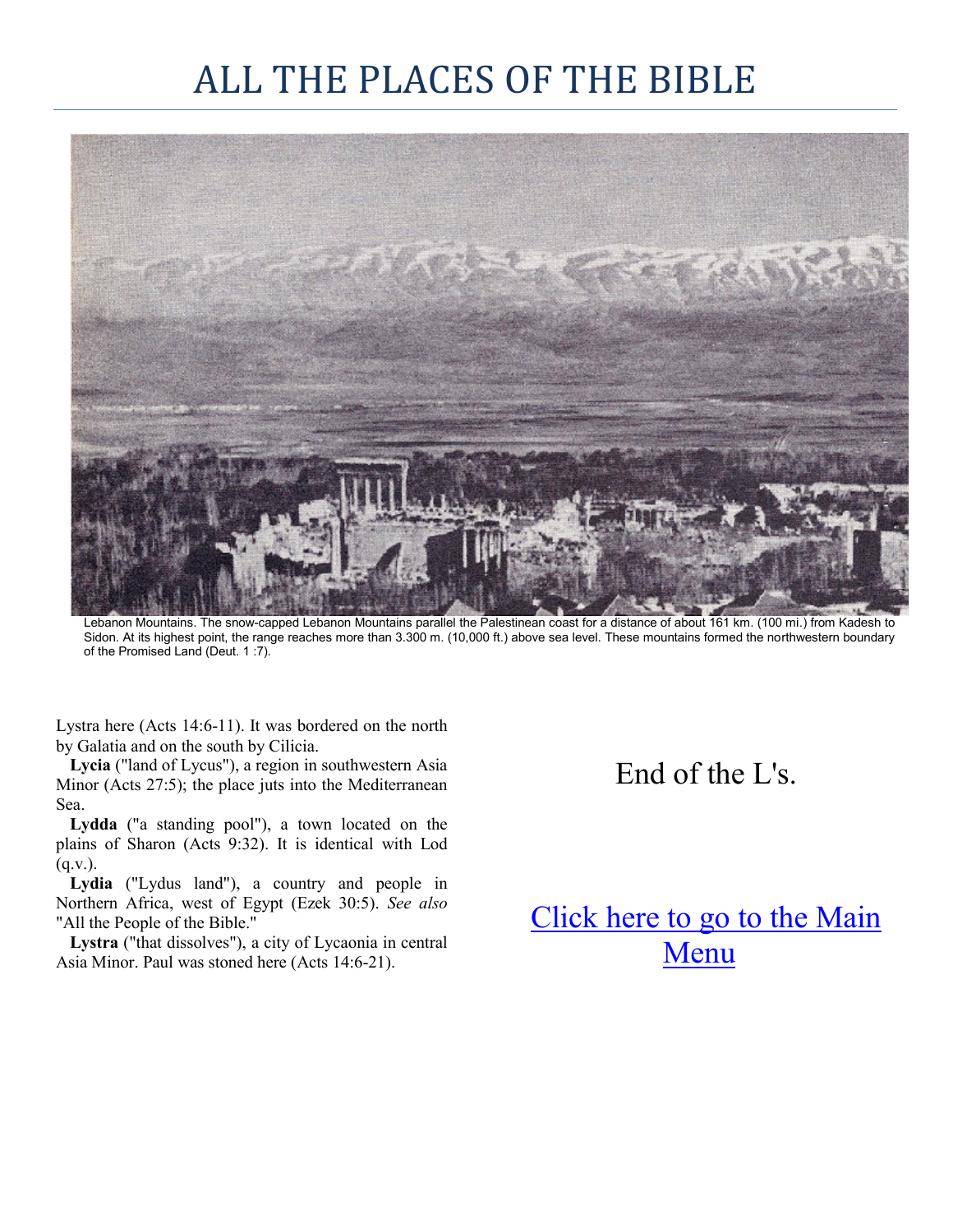Lebanon Mountains. The snow-capped Lebanon Mountains parallel the Palestinean coast for a distance of about 161 km. (100 mi.) from Kadesh to Sidon. At its highest point, the range reaches more than 3.300 m. (10,000 ft.) above sea level. These mountains formed the northwestern boundary of the Promised Land (Deut. 1 :7).

Lystra here (Acts 14:6-11). It was bordered on the north by Galatia and on the south by Cilicia.

**Lycia** ("land of Lycus"), a region in southwestern Asia Minor (Acts 27:5); the place juts into the Mediterranean Sea.

**Lydda** ("a standing pool"), a town located on the plains of Sharon (Acts 9:32). It is identical with Lod (q.v.).

**Lydia** ("Lydus land"), a country and people in Northern Africa, west of Egypt (Ezek 30:5). *See also* "All the People of the Bible."

**Lystra** ("that dissolves"), a city of Lycaonia in central Asia Minor. Paul was stoned here (Acts 14:6-21).

End of the L's.

[Click here to go to the Main Menu]